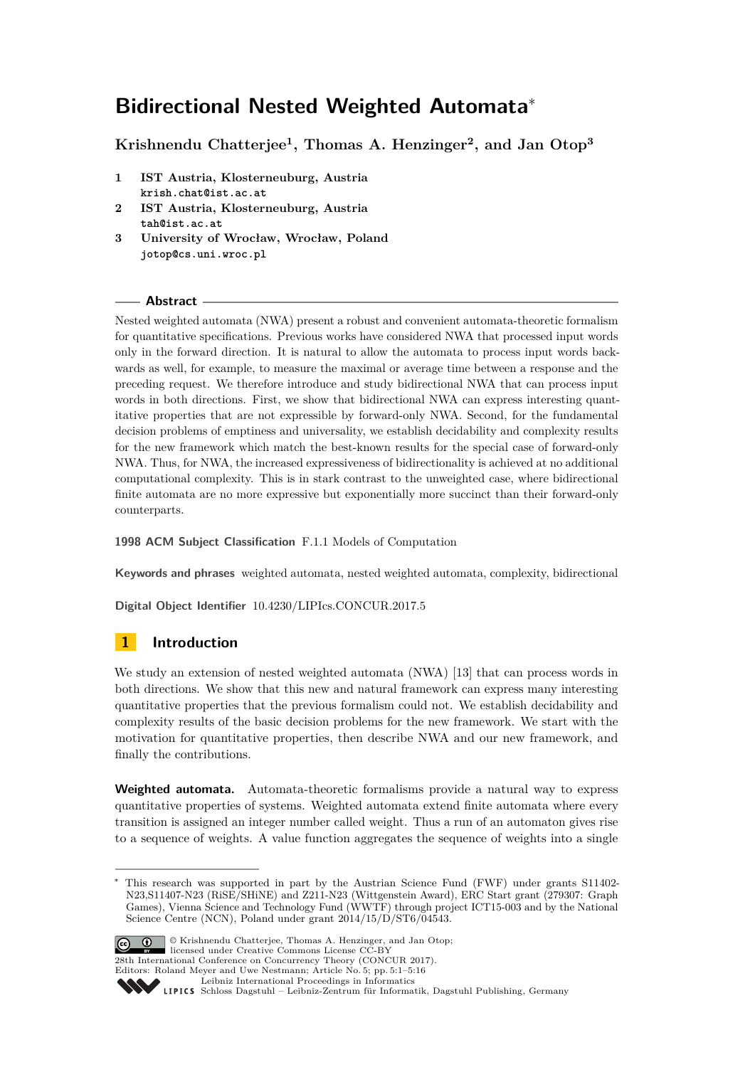# Bidirectional Nested Weighted Automata*

**Krishnendu Chatterjee[1], Thomas A. Henzinger[2], and Jan Otop[3]**

1. **IST Austria, Klosterneuburg, Austria**
   krish.chat@ist.ac.at
2. **IST Austria, Klosterneuburg, Austria**
   tah@ist.ac.at
3. **University of Wrocław, Wrocław, Poland**
   jotop@cs.uni.wroc.pl

## Abstract

Nested weighted automata (NWA) present a robust and convenient automata-theoretic formalism for quantitative specifications. Previous works have considered NWA that processed input words only in the forward direction. It is natural to allow the automata to process input words backwards as well, for example, to measure the maximal or average time between a response and the preceding request. We therefore introduce and study bidirectional NWA that can process input words in both directions. First, we show that bidirectional NWA can express interesting quantitative properties that are not expressible by forward-only NWA. Second, for the fundamental decision problems of emptiness and universality, we establish decidability and complexity results for the new framework which match the best-known results for the special case of forward-only NWA. Thus, for NWA, the increased expressiveness of bidirectionality is achieved at no additional computational complexity. This is in stark contrast to the unweighted case, where bidirectional finite automata are no more expressive but exponentially more succinct than their forward-only counterparts.

**1998 ACM Subject Classification** F.1.1 Models of Computation

**Keywords and phrases** weighted automata, nested weighted automata, complexity, bidirectional

**Digital Object Identifier** 10.4230/LIPIcs.CONCUR.2017.5

## 1 Introduction

We study an extension of nested weighted automata (NWA) [13] that can process words in both directions. We show that this new and natural framework can express many interesting quantitative properties that the previous formalism could not. We establish decidability and complexity results of the basic decision problems for the new framework. We start with the motivation for quantitative properties, then describe NWA and our new framework, and finally the contributions.

**Weighted automata.** Automata-theoretic formalisms provide a natural way to express quantitative properties of systems. Weighted automata extend finite automata where every transition is assigned an integer number called weight. Thus a run of an automaton gives rise to a sequence of weights. A value function aggregates the sequence of weights into a single

---

* This research was supported in part by the Austrian Science Fund (FWF) under grants S11402-N23,S11407-N23 (RiSE/SHiNE) and Z211-N23 (Wittgenstein Award), ERC Start grant (279307: Graph Games), Vienna Science and Technology Fund (WWTF) through project ICT15-003 and by the National Science Centre (NCN), Poland under grant 2014/15/D/ST6/04543.

© Krishnendu Chatterjee, Thomas A. Henzinger, and Jan Otop;
licensed under Creative Commons License CC-BY
28th International Conference on Concurrency Theory (CONCUR 2017).
Editors: Roland Meyer and Uwe Nestmann; Article No. 5; pp. 5:1–5:16
Leibniz International Proceedings in Informatics
Schloss Dagstuhl – Leibniz-Zentrum für Informatik, Dagstuhl Publishing, Germany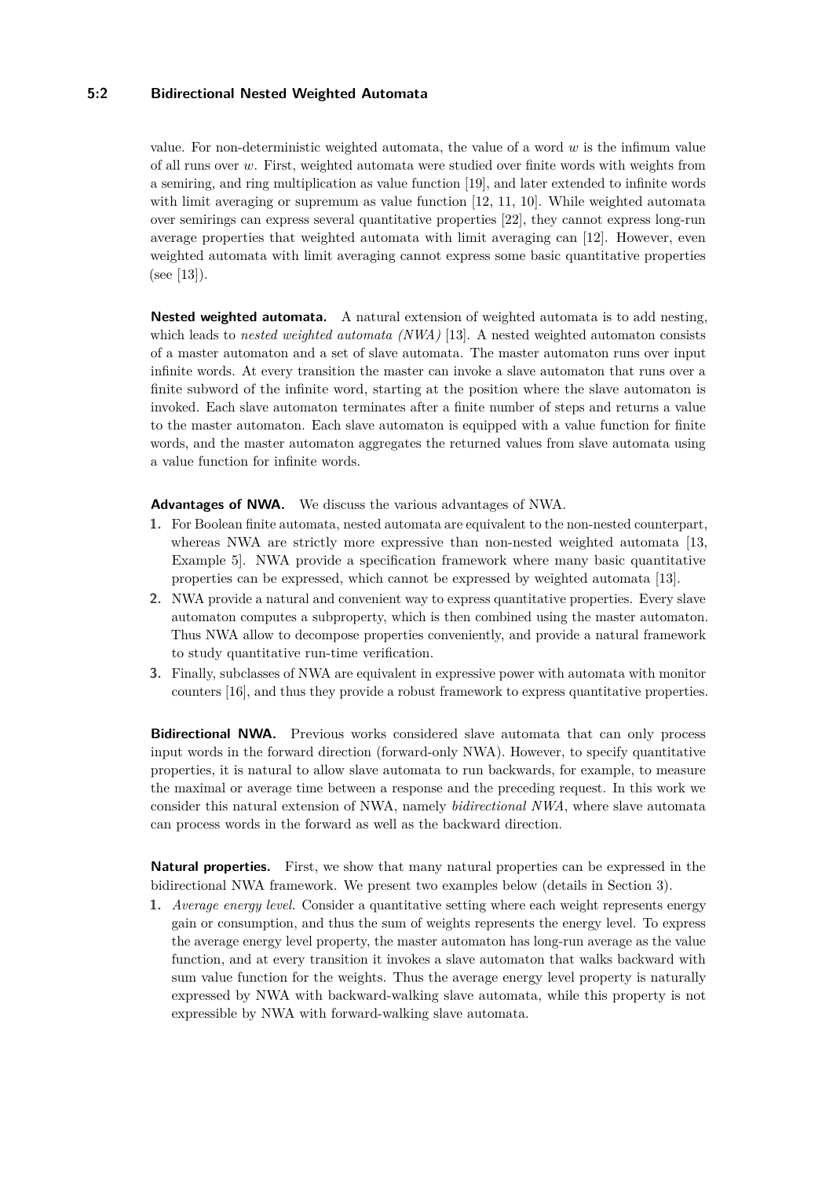value. For non-deterministic weighted automata, the value of a word $w$ is the infimum value of all runs over $w$. First, weighted automata were studied over finite words with weights from a semiring, and ring multiplication as value function [19], and later extended to infinite words with limit averaging or supremum as value function [12, 11, 10]. While weighted automata over semirings can express several quantitative properties [22], they cannot express long-run average properties that weighted automata with limit averaging can [12]. However, even weighted automata with limit averaging cannot express some basic quantitative properties (see [13]).

**Nested weighted automata.** A natural extension of weighted automata is to add nesting, which leads to *nested weighted automata (NWA)* [13]. A nested weighted automaton consists of a master automaton and a set of slave automata. The master automaton runs over input infinite words. At every transition the master can invoke a slave automaton that runs over a finite subword of the infinite word, starting at the position where the slave automaton is invoked. Each slave automaton terminates after a finite number of steps and returns a value to the master automaton. Each slave automaton is equipped with a value function for finite words, and the master automaton aggregates the returned values from slave automata using a value function for infinite words.

**Advantages of NWA.** We discuss the various advantages of NWA.

1. For Boolean finite automata, nested automata are equivalent to the non-nested counterpart, whereas NWA are strictly more expressive than non-nested weighted automata [13, Example 5]. NWA provide a specification framework where many basic quantitative properties can be expressed, which cannot be expressed by weighted automata [13].
2. NWA provide a natural and convenient way to express quantitative properties. Every slave automaton computes a subproperty, which is then combined using the master automaton. Thus NWA allow to decompose properties conveniently, and provide a natural framework to study quantitative run-time verification.
3. Finally, subclasses of NWA are equivalent in expressive power with automata with monitor counters [16], and thus they provide a robust framework to express quantitative properties.

**Bidirectional NWA.** Previous works considered slave automata that can only process input words in the forward direction (forward-only NWA). However, to specify quantitative properties, it is natural to allow slave automata to run backwards, for example, to measure the maximal or average time between a response and the preceding request. In this work we consider this natural extension of NWA, namely *bidirectional NWA*, where slave automata can process words in the forward as well as the backward direction.

**Natural properties.** First, we show that many natural properties can be expressed in the bidirectional NWA framework. We present two examples below (details in Section 3).

1. *Average energy level.* Consider a quantitative setting where each weight represents energy gain or consumption, and thus the sum of weights represents the energy level. To express the average energy level property, the master automaton has long-run average as the value function, and at every transition it invokes a slave automaton that walks backward with sum value function for the weights. Thus the average energy level property is naturally expressed by NWA with backward-walking slave automata, while this property is not expressible by NWA with forward-walking slave automata.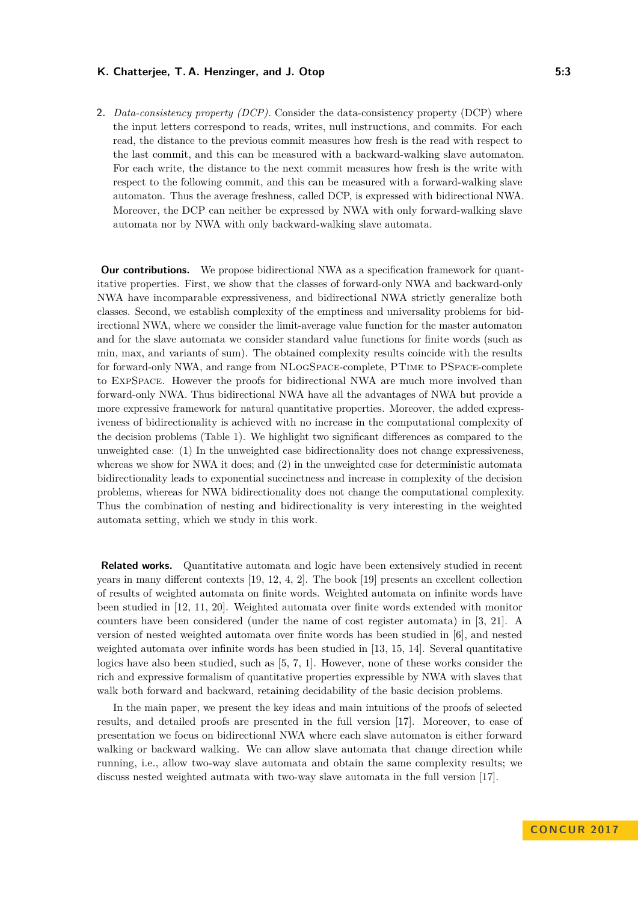2. *Data-consistency property (DCP).* Consider the data-consistency property (DCP) where the input letters correspond to reads, writes, null instructions, and commits. For each read, the distance to the previous commit measures how fresh is the read with respect to the last commit, and this can be measured with a backward-walking slave automaton. For each write, the distance to the next commit measures how fresh is the write with respect to the following commit, and this can be measured with a forward-walking slave automaton. Thus the average freshness, called DCP, is expressed with bidirectional NWA. Moreover, the DCP can neither be expressed by NWA with only forward-walking slave automata nor by NWA with only backward-walking slave automata.

**Our contributions.** We propose bidirectional NWA as a specification framework for quantitative properties. First, we show that the classes of forward-only NWA and backward-only NWA have incomparable expressiveness, and bidirectional NWA strictly generalize both classes. Second, we establish complexity of the emptiness and universality problems for bidirectional NWA, where we consider the limit-average value function for the master automaton and for the slave automata we consider standard value functions for finite words (such as min, max, and variants of sum). The obtained complexity results coincide with the results for forward-only NWA, and range from NLogSpace-complete, PTime to PSpace-complete to ExpSpace. However the proofs for bidirectional NWA are much more involved than forward-only NWA. Thus bidirectional NWA have all the advantages of NWA but provide a more expressive framework for natural quantitative properties. Moreover, the added expressiveness of bidirectionality is achieved with no increase in the computational complexity of the decision problems (Table 1). We highlight two significant differences as compared to the unweighted case: (1) In the unweighted case bidirectionality does not change expressiveness, whereas we show for NWA it does; and (2) in the unweighted case for deterministic automata bidirectionality leads to exponential succinctness and increase in complexity of the decision problems, whereas for NWA bidirectionality does not change the computational complexity. Thus the combination of nesting and bidirectionality is very interesting in the weighted automata setting, which we study in this work.

**Related works.** Quantitative automata and logic have been extensively studied in recent years in many different contexts [19, 12, 4, 2]. The book [19] presents an excellent collection of results of weighted automata on finite words. Weighted automata on infinite words have been studied in [12, 11, 20]. Weighted automata over finite words extended with monitor counters have been considered (under the name of cost register automata) in [3, 21]. A version of nested weighted automata over finite words has been studied in [6], and nested weighted automata over infinite words has been studied in [13, 15, 14]. Several quantitative logics have also been studied, such as [5, 7, 1]. However, none of these works consider the rich and expressive formalism of quantitative properties expressible by NWA with slaves that walk both forward and backward, retaining decidability of the basic decision problems.

In the main paper, we present the key ideas and main intuitions of the proofs of selected results, and detailed proofs are presented in the full version [17]. Moreover, to ease of presentation we focus on bidirectional NWA where each slave automaton is either forward walking or backward walking. We can allow slave automata that change direction while running, i.e., allow two-way slave automata and obtain the same complexity results; we discuss nested weighted autmata with two-way slave automata in the full version [17].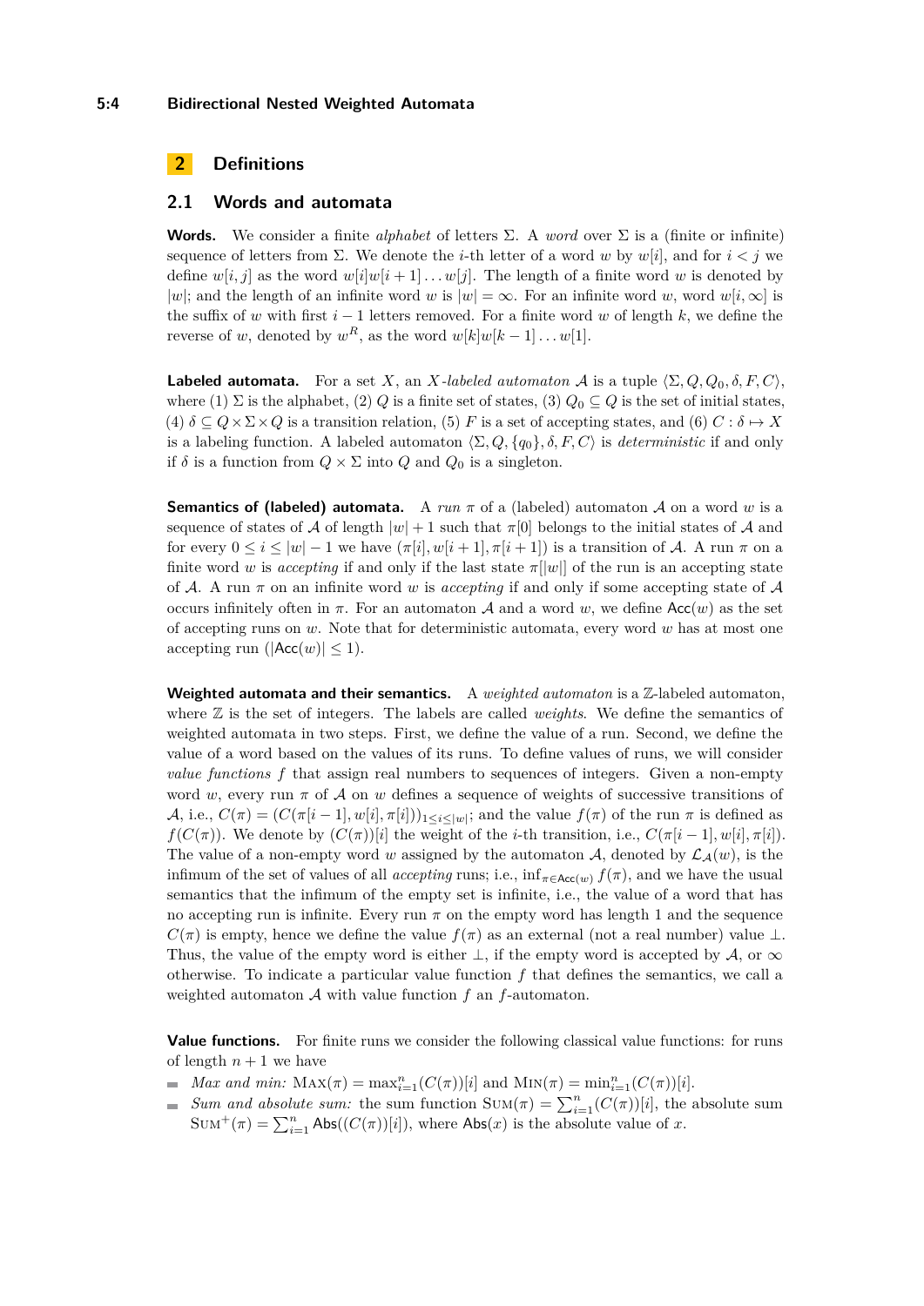## 2 Definitions

### 2.1 Words and automata

**Words.** We consider a finite *alphabet* of letters $\Sigma$. A *word* over $\Sigma$ is a (finite or infinite) sequence of letters from $\Sigma$. We denote the $i$-th letter of a word $w$ by $w[i]$, and for $i < j$ we define $w[i, j]$ as the word $w[i]w[i+1]\dots w[j]$. The length of a finite word $w$ is denoted by $|w|$; and the length of an infinite word $w$ is $|w| = \infty$. For an infinite word $w$, word $w[i, \infty]$ is the suffix of $w$ with first $i - 1$ letters removed. For a finite word $w$ of length $k$, we define the reverse of $w$, denoted by $w^R$, as the word $w[k]w[k-1]\dots w[1]$.

**Labeled automata.** For a set $X$, an *$X$-labeled automaton* $\mathcal{A}$ is a tuple $\langle \Sigma, Q, Q_0, \delta, F, C\rangle$, where (1) $\Sigma$ is the alphabet, (2) $Q$ is a finite set of states, (3) $Q_0 \subseteq Q$ is the set of initial states, (4) $\delta \subseteq Q \times \Sigma \times Q$ is a transition relation, (5) $F$ is a set of accepting states, and (6) $C : \delta \mapsto X$ is a labeling function. A labeled automaton $\langle \Sigma, Q, \{q_0\}, \delta, F, C\rangle$ is *deterministic* if and only if $\delta$ is a function from $Q \times \Sigma$ into $Q$ and $Q_0$ is a singleton.

**Semantics of (labeled) automata.** A *run* $\pi$ of a (labeled) automaton $\mathcal{A}$ on a word $w$ is a sequence of states of $\mathcal{A}$ of length $|w| + 1$ such that $\pi[0]$ belongs to the initial states of $\mathcal{A}$ and for every $0 \leq i \leq |w| - 1$ we have $(\pi[i], w[i+1], \pi[i+1])$ is a transition of $\mathcal{A}$. A run $\pi$ on a finite word $w$ is *accepting* if and only if the last state $\pi[|w|]$ of the run is an accepting state of $\mathcal{A}$. A run $\pi$ on an infinite word $w$ is *accepting* if and only if some accepting state of $\mathcal{A}$ occurs infinitely often in $\pi$. For an automaton $\mathcal{A}$ and a word $w$, we define $\mathsf{Acc}(w)$ as the set of accepting runs on $w$. Note that for deterministic automata, every word $w$ has at most one accepting run ($|\mathsf{Acc}(w)| \leq 1$).

**Weighted automata and their semantics.** A *weighted automaton* is a $\mathbb{Z}$-labeled automaton, where $\mathbb{Z}$ is the set of integers. The labels are called *weights*. We define the semantics of weighted automata in two steps. First, we define the value of a run. Second, we define the value of a word based on the values of its runs. To define values of runs, we will consider *value functions* $f$ that assign real numbers to sequences of integers. Given a non-empty word $w$, every run $\pi$ of $\mathcal{A}$ on $w$ defines a sequence of weights of successive transitions of $\mathcal{A}$, i.e., $C(\pi) = (C(\pi[i-1], w[i], \pi[i]))_{1 \leq i \leq |w|}$; and the value $f(\pi)$ of the run $\pi$ is defined as $f(C(\pi))$. We denote by $(C(\pi))[i]$ the weight of the $i$-th transition, i.e., $C(\pi[i-1], w[i], \pi[i])$. The value of a non-empty word $w$ assigned by the automaton $\mathcal{A}$, denoted by $\mathcal{L}_{\mathcal{A}}(w)$, is the infimum of the set of values of all *accepting* runs; i.e., $\inf_{\pi \in \mathsf{Acc}(w)} f(\pi)$, and we have the usual semantics that the infimum of the empty set is infinite, i.e., the value of a word that has no accepting run is infinite. Every run $\pi$ on the empty word has length 1 and the sequence $C(\pi)$ is empty, hence we define the value $f(\pi)$ as an external (not a real number) value $\bot$. Thus, the value of the empty word is either $\bot$, if the empty word is accepted by $\mathcal{A}$, or $\infty$ otherwise. To indicate a particular value function $f$ that defines the semantics, we call a weighted automaton $\mathcal{A}$ with value function $f$ an $f$-automaton.

**Value functions.** For finite runs we consider the following classical value functions: for runs of length $n + 1$ we have

- *Max and min:* $\textsc{Max}(\pi) = \max_{i=1}^{n}(C(\pi))[i]$ and $\textsc{Min}(\pi) = \min_{i=1}^{n}(C(\pi))[i]$.
- *Sum and absolute sum:* the sum function $\textsc{Sum}(\pi) = \sum_{i=1}^{n}(C(\pi))[i]$, the absolute sum $\textsc{Sum}^{+}(\pi) = \sum_{i=1}^{n} \mathsf{Abs}((C(\pi))[i])$, where $\mathsf{Abs}(x)$ is the absolute value of $x$.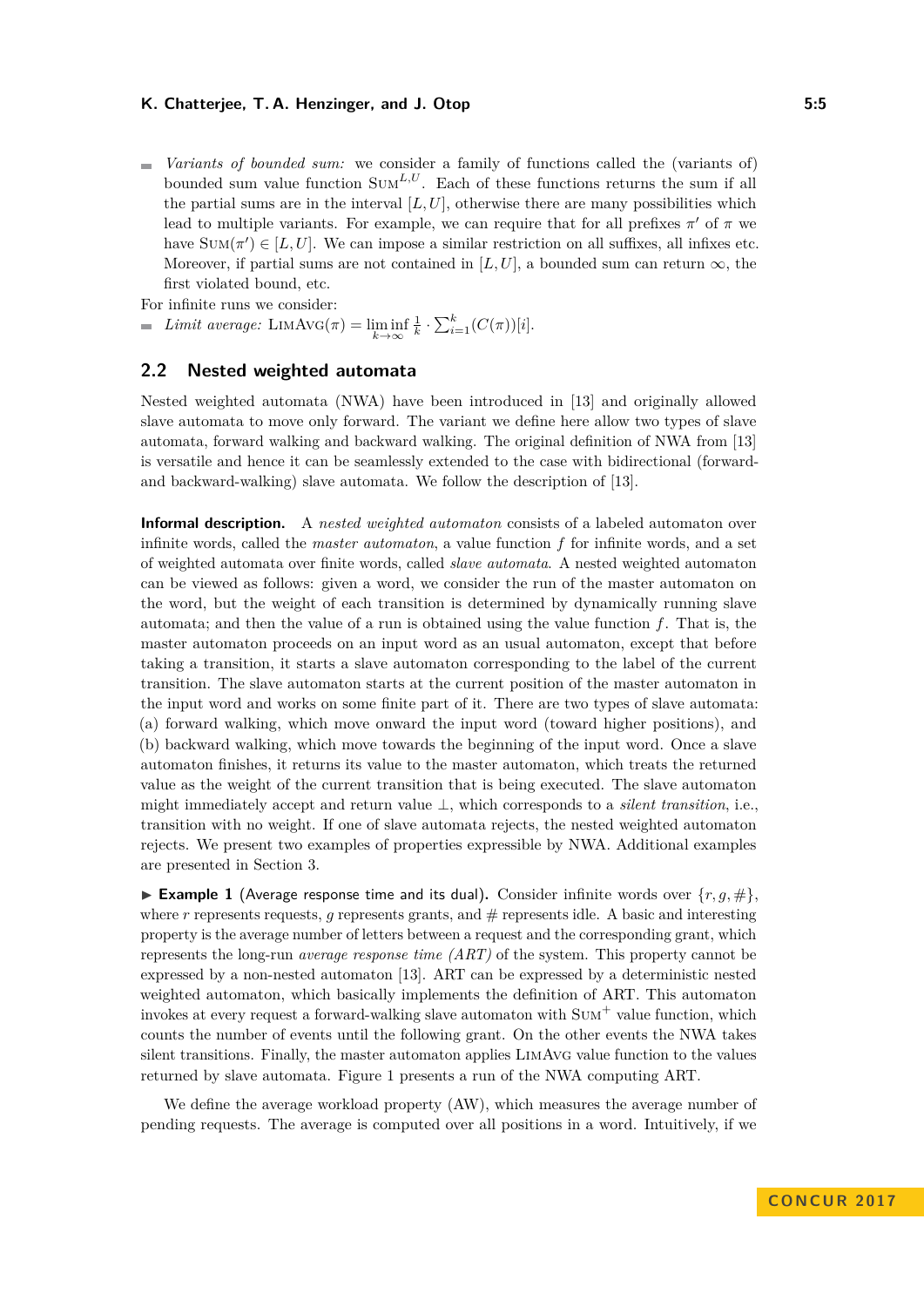- *Variants of bounded sum:* we consider a family of functions called the (variants of) bounded sum value function $\textsc{Sum}^{L,U}$. Each of these functions returns the sum if all the partial sums are in the interval $[L, U]$, otherwise there are many possibilities which lead to multiple variants. For example, we can require that for all prefixes $\pi'$ of $\pi$ we have $\textsc{Sum}(\pi') \in [L, U]$. We can impose a similar restriction on all suffixes, all infixes etc. Moreover, if partial sums are not contained in $[L, U]$, a bounded sum can return $\infty$, the first violated bound, etc.

For infinite runs we consider:

- *Limit average:* $\textsc{LimAvg}(\pi) = \liminf_{k\to\infty} \frac{1}{k} \cdot \sum_{i=1}^{k} (C(\pi))[i]$.

## 2.2 Nested weighted automata

Nested weighted automata (NWA) have been introduced in [13] and originally allowed slave automata to move only forward. The variant we define here allow two types of slave automata, forward walking and backward walking. The original definition of NWA from [13] is versatile and hence it can be seamlessly extended to the case with bidirectional (forward- and backward-walking) slave automata. We follow the description of [13].

**Informal description.** A *nested weighted automaton* consists of a labeled automaton over infinite words, called the *master automaton*, a value function $f$ for infinite words, and a set of weighted automata over finite words, called *slave automata*. A nested weighted automaton can be viewed as follows: given a word, we consider the run of the master automaton on the word, but the weight of each transition is determined by dynamically running slave automata; and then the value of a run is obtained using the value function $f$. That is, the master automaton proceeds on an input word as an usual automaton, except that before taking a transition, it starts a slave automaton corresponding to the label of the current transition. The slave automaton starts at the current position of the master automaton in the input word and works on some finite part of it. There are two types of slave automata: (a) forward walking, which move onward the input word (toward higher positions), and (b) backward walking, which move towards the beginning of the input word. Once a slave automaton finishes, it returns its value to the master automaton, which treats the returned value as the weight of the current transition that is being executed. The slave automaton might immediately accept and return value $\bot$, which corresponds to a *silent transition*, i.e., transition with no weight. If one of slave automata rejects, the nested weighted automaton rejects. We present two examples of properties expressible by NWA. Additional examples are presented in Section 3.

▶ **Example 1** (Average response time and its dual)**.** Consider infinite words over $\{r, g, \#\}$, where $r$ represents requests, $g$ represents grants, and $\#$ represents idle. A basic and interesting property is the average number of letters between a request and the corresponding grant, which represents the long-run *average response time (ART)* of the system. This property cannot be expressed by a non-nested automaton [13]. ART can be expressed by a deterministic nested weighted automaton, which basically implements the definition of ART. This automaton invokes at every request a forward-walking slave automaton with $\textsc{Sum}^{+}$ value function, which counts the number of events until the following grant. On the other events the NWA takes silent transitions. Finally, the master automaton applies $\textsc{LimAvg}$ value function to the values returned by slave automata. Figure 1 presents a run of the NWA computing ART.

We define the average workload property (AW), which measures the average number of pending requests. The average is computed over all positions in a word. Intuitively, if we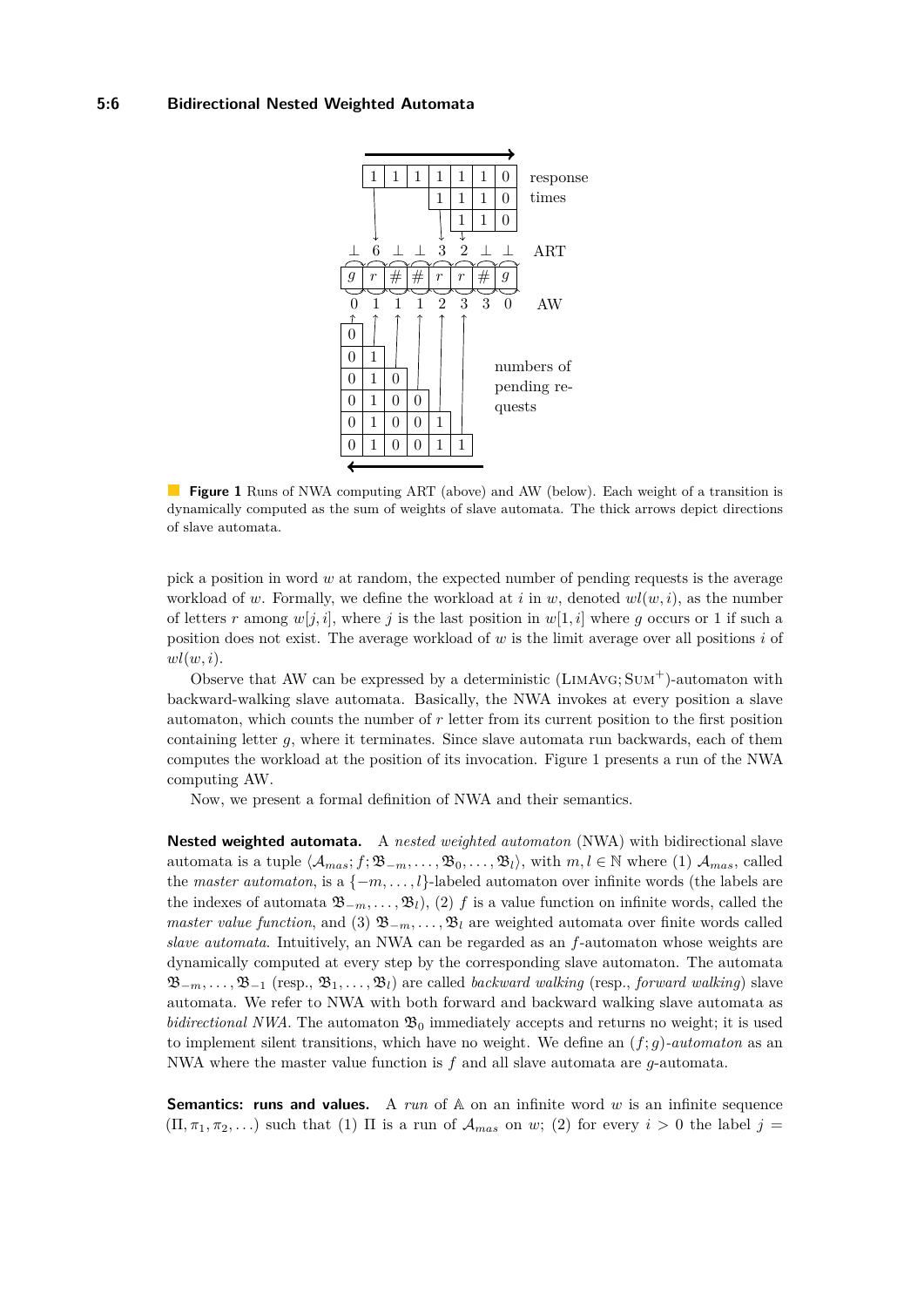**Figure 1** Runs of NWA computing ART (above) and AW (below). Each weight of a transition is dynamically computed as the sum of weights of slave automata. The thick arrows depict directions of slave automata.

pick a position in word $w$ at random, the expected number of pending requests is the average workload of $w$. Formally, we define the workload at $i$ in $w$, denoted $wl(w, i)$, as the number of letters $r$ among $w[j, i]$, where $j$ is the last position in $w[1, i]$ where $g$ occurs or 1 if such a position does not exist. The average workload of $w$ is the limit average over all positions $i$ of $wl(w, i)$.

Observe that AW can be expressed by a deterministic (LimAvg; Sum$^+$)-automaton with backward-walking slave automata. Basically, the NWA invokes at every position a slave automaton, which counts the number of $r$ letter from its current position to the first position containing letter $g$, where it terminates. Since slave automata run backwards, each of them computes the workload at the position of its invocation. Figure 1 presents a run of the NWA computing AW.

Now, we present a formal definition of NWA and their semantics.

**Nested weighted automata.** A *nested weighted automaton* (NWA) with bidirectional slave automata is a tuple $\langle \mathcal{A}_{mas}; f; \mathfrak{B}_{-m}, \ldots, \mathfrak{B}_0, \ldots, \mathfrak{B}_l \rangle$, with $m, l \in \mathbb{N}$ where (1) $\mathcal{A}_{mas}$, called the *master automaton*, is a $\{-m, \ldots, l\}$-labeled automaton over infinite words (the labels are the indexes of automata $\mathfrak{B}_{-m}, \ldots, \mathfrak{B}_l$), (2) $f$ is a value function on infinite words, called the *master value function*, and (3) $\mathfrak{B}_{-m}, \ldots, \mathfrak{B}_l$ are weighted automata over finite words called *slave automata*. Intuitively, an NWA can be regarded as an $f$-automaton whose weights are dynamically computed at every step by the corresponding slave automaton. The automata $\mathfrak{B}_{-m}, \ldots, \mathfrak{B}_{-1}$ (resp., $\mathfrak{B}_1, \ldots, \mathfrak{B}_l$) are called *backward walking* (resp., *forward walking*) slave automata. We refer to NWA with both forward and backward walking slave automata as *bidirectional NWA*. The automaton $\mathfrak{B}_0$ immediately accepts and returns no weight; it is used to implement silent transitions, which have no weight. We define an $(f; g)$-*automaton* as an NWA where the master value function is $f$ and all slave automata are $g$-automata.

**Semantics: runs and values.** A *run* of $\mathbb{A}$ on an infinite word $w$ is an infinite sequence $(\Pi, \pi_1, \pi_2, \ldots)$ such that (1) $\Pi$ is a run of $\mathcal{A}_{mas}$ on $w$; (2) for every $i > 0$ the label $j =$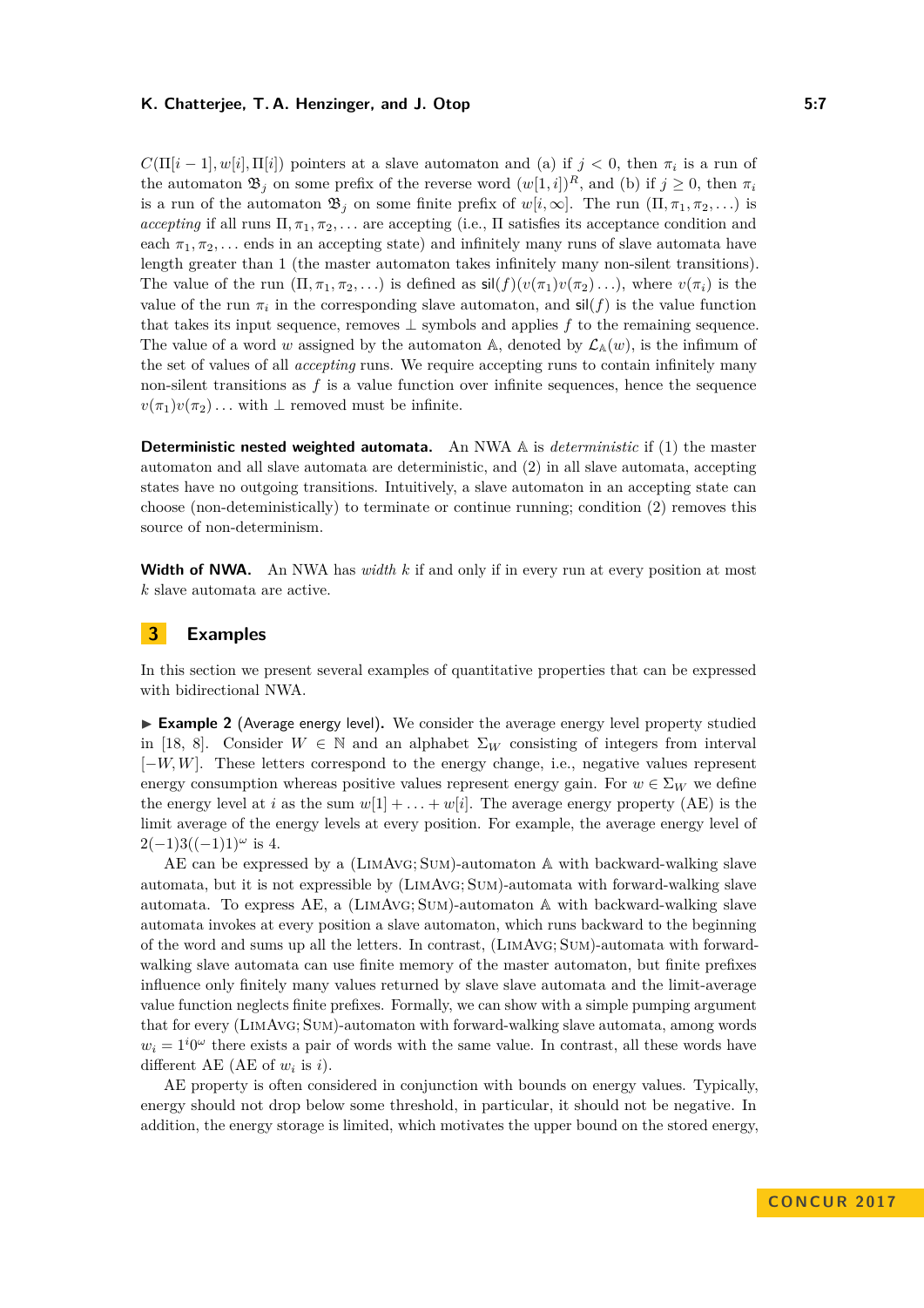$C(\Pi[i-1], w[i], \Pi[i])$ pointers at a slave automaton and (a) if $j < 0$, then $\pi_i$ is a run of the automaton $\mathfrak{B}_j$ on some prefix of the reverse word $(w[1,i])^R$, and (b) if $j \geq 0$, then $\pi_i$ is a run of the automaton $\mathfrak{B}_j$ on some finite prefix of $w[i,\infty]$. The run $(\Pi, \pi_1, \pi_2, \ldots)$ is *accepting* if all runs $\Pi, \pi_1, \pi_2, \ldots$ are accepting (i.e., $\Pi$ satisfies its acceptance condition and each $\pi_1, \pi_2, \ldots$ ends in an accepting state) and infinitely many runs of slave automata have length greater than 1 (the master automaton takes infinitely many non-silent transitions). The value of the run $(\Pi, \pi_1, \pi_2, \ldots)$ is defined as $\mathsf{sil}(f)(v(\pi_1)v(\pi_2)\ldots)$, where $v(\pi_i)$ is the value of the run $\pi_i$ in the corresponding slave automaton, and $\mathsf{sil}(f)$ is the value function that takes its input sequence, removes $\bot$ symbols and applies $f$ to the remaining sequence. The value of a word $w$ assigned by the automaton $\mathbb{A}$, denoted by $\mathcal{L}_{\mathbb{A}}(w)$, is the infimum of the set of values of all *accepting* runs. We require accepting runs to contain infinitely many non-silent transitions as $f$ is a value function over infinite sequences, hence the sequence $v(\pi_1)v(\pi_2)\ldots$ with $\bot$ removed must be infinite.

**Deterministic nested weighted automata.** An NWA $\mathbb{A}$ is *deterministic* if (1) the master automaton and all slave automata are deterministic, and (2) in all slave automata, accepting states have no outgoing transitions. Intuitively, a slave automaton in an accepting state can choose (non-deteministically) to terminate or continue running; condition (2) removes this source of non-determinism.

**Width of NWA.** An NWA has *width* $k$ if and only if in every run at every position at most $k$ slave automata are active.

## 3 Examples

In this section we present several examples of quantitative properties that can be expressed with bidirectional NWA.

▶ **Example 2** (Average energy level). We consider the average energy level property studied in [18, 8]. Consider $W \in \mathbb{N}$ and an alphabet $\Sigma_W$ consisting of integers from interval $[-W, W]$. These letters correspond to the energy change, i.e., negative values represent energy consumption whereas positive values represent energy gain. For $w \in \Sigma_W$ we define the energy level at $i$ as the sum $w[1] + \ldots + w[i]$. The average energy property (AE) is the limit average of the energy levels at every position. For example, the average energy level of $2(-1)3((-1)1)^\omega$ is 4.

AE can be expressed by a $(\textsc{LimAvg}; \textsc{Sum})$-automaton $\mathbb{A}$ with backward-walking slave automata, but it is not expressible by $(\textsc{LimAvg}; \textsc{Sum})$-automata with forward-walking slave automata. To express AE, a $(\textsc{LimAvg}; \textsc{Sum})$-automaton $\mathbb{A}$ with backward-walking slave automata invokes at every position a slave automaton, which runs backward to the beginning of the word and sums up all the letters. In contrast, $(\textsc{LimAvg}; \textsc{Sum})$-automata with forward-walking slave automata can use finite memory of the master automaton, but finite prefixes influence only finitely many values returned by slave slave automata and the limit-average value function neglects finite prefixes. Formally, we can show with a simple pumping argument that for every $(\textsc{LimAvg}; \textsc{Sum})$-automaton with forward-walking slave automata, among words $w_i = 1^i 0^\omega$ there exists a pair of words with the same value. In contrast, all these words have different AE (AE of $w_i$ is $i$).

AE property is often considered in conjunction with bounds on energy values. Typically, energy should not drop below some threshold, in particular, it should not be negative. In addition, the energy storage is limited, which motivates the upper bound on the stored energy,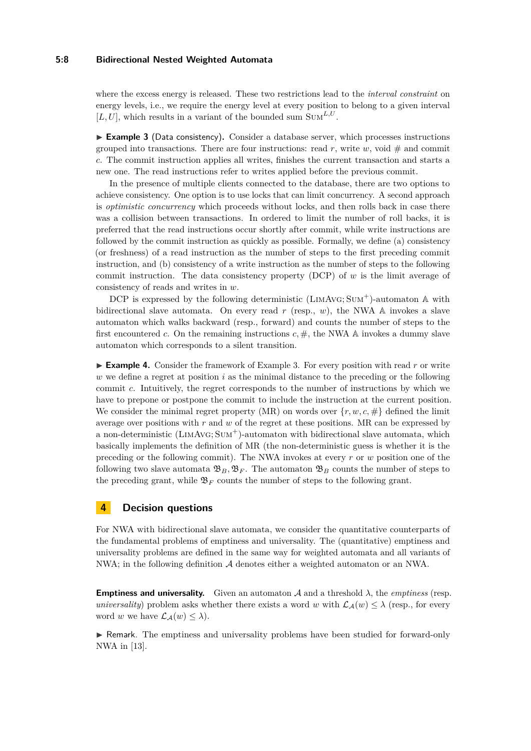where the excess energy is released. These two restrictions lead to the *interval constraint* on energy levels, i.e., we require the energy level at every position to belong to a given interval $[L, U]$, which results in a variant of the bounded sum $\textsc{Sum}^{L,U}$.

▶ **Example 3** (Data consistency)**.** Consider a database server, which processes instructions grouped into transactions. There are four instructions: read $r$, write $w$, void $\#$ and commit $c$. The commit instruction applies all writes, finishes the current transaction and starts a new one. The read instructions refer to writes applied before the previous commit.

In the presence of multiple clients connected to the database, there are two options to achieve consistency. One option is to use locks that can limit concurrency. A second approach is *optimistic concurrency* which proceeds without locks, and then rolls back in case there was a collision between transactions. In ordered to limit the number of roll backs, it is preferred that the read instructions occur shortly after commit, while write instructions are followed by the commit instruction as quickly as possible. Formally, we define (a) consistency (or freshness) of a read instruction as the number of steps to the first preceding commit instruction, and (b) consistency of a write instruction as the number of steps to the following commit instruction. The data consistency property (DCP) of $w$ is the limit average of consistency of reads and writes in $w$.

DCP is expressed by the following deterministic ($\textsc{LimAvg}; \textsc{Sum}^+$)-automaton $\mathbb{A}$ with bidirectional slave automata. On every read $r$ (resp., $w$), the NWA $\mathbb{A}$ invokes a slave automaton which walks backward (resp., forward) and counts the number of steps to the first encountered $c$. On the remaining instructions $c, \#$, the NWA $\mathbb{A}$ invokes a dummy slave automaton which corresponds to a silent transition.

▶ **Example 4.** Consider the framework of Example 3. For every position with read $r$ or write $w$ we define a regret at position $i$ as the minimal distance to the preceding or the following commit $c$. Intuitively, the regret corresponds to the number of instructions by which we have to prepone or postpone the commit to include the instruction at the current position. We consider the minimal regret property (MR) on words over $\{r, w, c, \#\}$ defined the limit average over positions with $r$ and $w$ of the regret at these positions. MR can be expressed by a non-deterministic ($\textsc{LimAvg}; \textsc{Sum}^+$)-automaton with bidirectional slave automata, which basically implements the definition of MR (the non-deterministic guess is whether it is the preceding or the following commit). The NWA invokes at every $r$ or $w$ position one of the following two slave automata $\mathfrak{B}_B, \mathfrak{B}_F$. The automaton $\mathfrak{B}_B$ counts the number of steps to the preceding grant, while $\mathfrak{B}_F$ counts the number of steps to the following grant.

## 4 Decision questions

For NWA with bidirectional slave automata, we consider the quantitative counterparts of the fundamental problems of emptiness and universality. The (quantitative) emptiness and universality problems are defined in the same way for weighted automata and all variants of NWA; in the following definition $\mathcal{A}$ denotes either a weighted automaton or an NWA.

**Emptiness and universality.** Given an automaton $\mathcal{A}$ and a threshold $\lambda$, the *emptiness* (resp. *universality*) problem asks whether there exists a word $w$ with $\mathcal{L}_{\mathcal{A}}(w) \leq \lambda$ (resp., for every word $w$ we have $\mathcal{L}_{\mathcal{A}}(w) \leq \lambda$).

▶ Remark. The emptiness and universality problems have been studied for forward-only NWA in [13].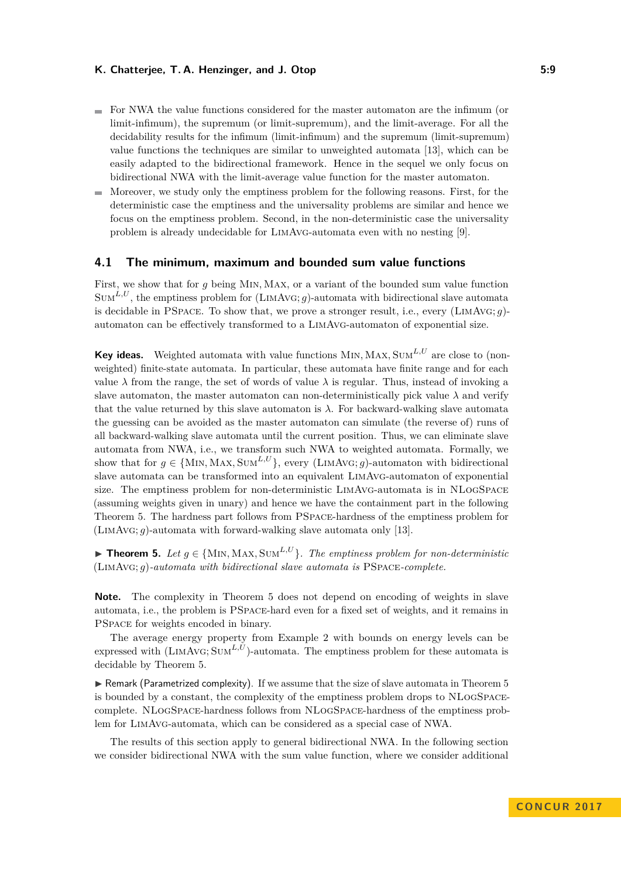- For NWA the value functions considered for the master automaton are the infimum (or limit-infimum), the supremum (or limit-supremum), and the limit-average. For all the decidability results for the infimum (limit-infimum) and the supremum (limit-supremum) value functions the techniques are similar to unweighted automata [13], which can be easily adapted to the bidirectional framework. Hence in the sequel we only focus on bidirectional NWA with the limit-average value function for the master automaton.
- Moreover, we study only the emptiness problem for the following reasons. First, for the deterministic case the emptiness and the universality problems are similar and hence we focus on the emptiness problem. Second, in the non-deterministic case the universality problem is already undecidable for LimAvg-automata even with no nesting [9].

## 4.1 The minimum, maximum and bounded sum value functions

First, we show that for $g$ being Min, Max, or a variant of the bounded sum value function $\mathrm{Sum}^{L,U}$, the emptiness problem for (LimAvg; $g$)-automata with bidirectional slave automata is decidable in PSpace. To show that, we prove a stronger result, i.e., every (LimAvg; $g$)-automaton can be effectively transformed to a LimAvg-automaton of exponential size.

**Key ideas.** Weighted automata with value functions Min, Max, $\mathrm{Sum}^{L,U}$ are close to (non-weighted) finite-state automata. In particular, these automata have finite range and for each value $\lambda$ from the range, the set of words of value $\lambda$ is regular. Thus, instead of invoking a slave automaton, the master automaton can non-deterministically pick value $\lambda$ and verify that the value returned by this slave automaton is $\lambda$. For backward-walking slave automata the guessing can be avoided as the master automaton can simulate (the reverse of) runs of all backward-walking slave automata until the current position. Thus, we can eliminate slave automata from NWA, i.e., we transform such NWA to weighted automata. Formally, we show that for $g \in \{\mathrm{Min}, \mathrm{Max}, \mathrm{Sum}^{L,U}\}$, every (LimAvg; $g$)-automaton with bidirectional slave automata can be transformed into an equivalent LimAvg-automaton of exponential size. The emptiness problem for non-deterministic LimAvg-automata is in NLogSpace (assuming weights given in unary) and hence we have the containment part in the following Theorem 5. The hardness part follows from PSpace-hardness of the emptiness problem for (LimAvg; $g$)-automata with forward-walking slave automata only [13].

▶ **Theorem 5.** *Let $g \in \{\mathrm{Min}, \mathrm{Max}, \mathrm{Sum}^{L,U}\}$. The emptiness problem for non-deterministic (LimAvg; $g$)-automata with bidirectional slave automata is PSpace-complete.*

**Note.** The complexity in Theorem 5 does not depend on encoding of weights in slave automata, i.e., the problem is PSpace-hard even for a fixed set of weights, and it remains in PSpace for weights encoded in binary.

The average energy property from Example 2 with bounds on energy levels can be expressed with (LimAvg; $\mathrm{Sum}^{L,U}$)-automata. The emptiness problem for these automata is decidable by Theorem 5.

▶ Remark (Parametrized complexity). If we assume that the size of slave automata in Theorem 5 is bounded by a constant, the complexity of the emptiness problem drops to NLogSpace-complete. NLogSpace-hardness follows from NLogSpace-hardness of the emptiness problem for LimAvg-automata, which can be considered as a special case of NWA.

The results of this section apply to general bidirectional NWA. In the following section we consider bidirectional NWA with the sum value function, where we consider additional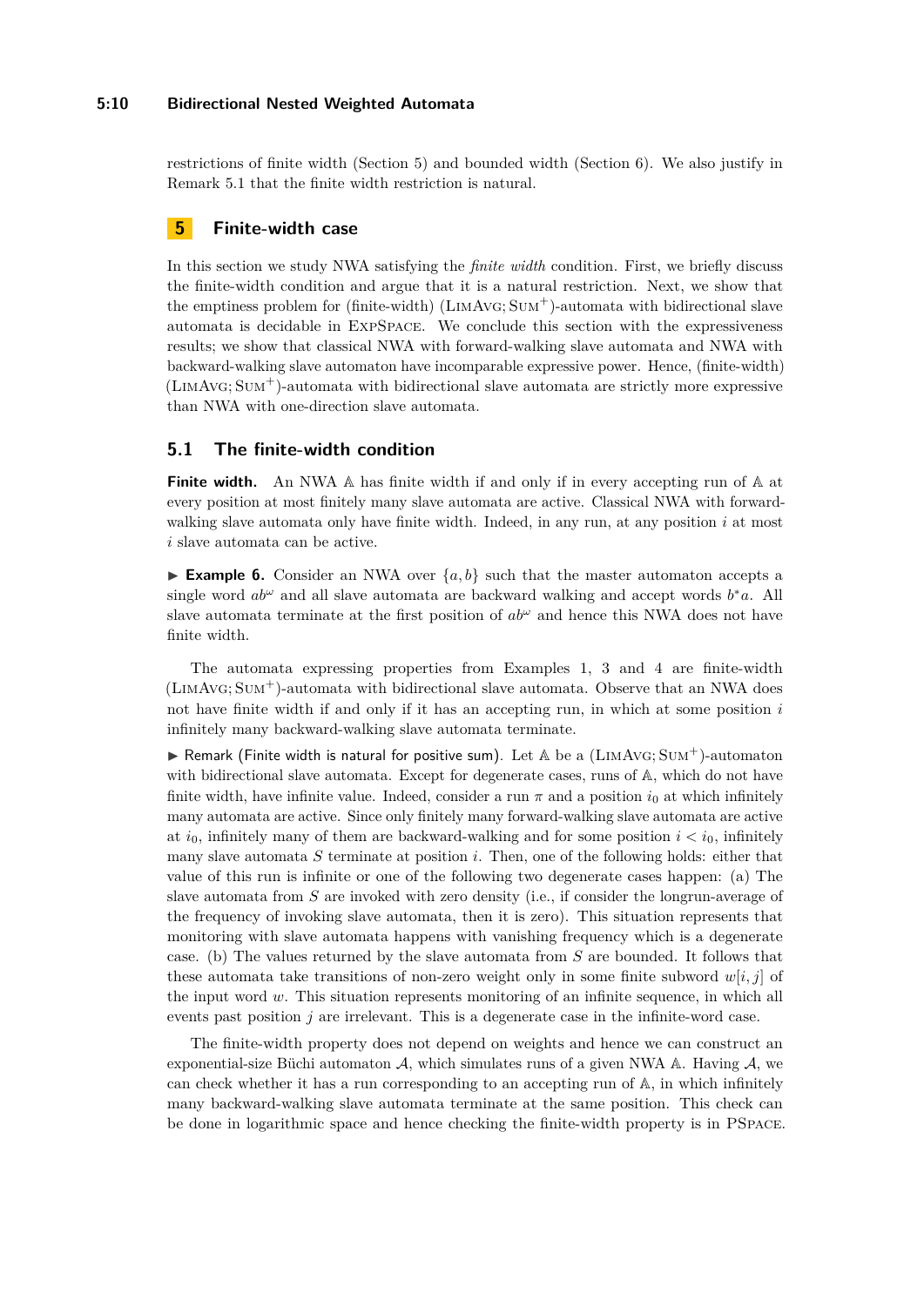restrictions of finite width (Section 5) and bounded width (Section 6). We also justify in Remark 5.1 that the finite width restriction is natural.

# 5 Finite-width case

In this section we study NWA satisfying the *finite width* condition. First, we briefly discuss the finite-width condition and argue that it is a natural restriction. Next, we show that the emptiness problem for (finite-width) $(\textsc{LimAvg}; \textsc{Sum}^+)$-automata with bidirectional slave automata is decidable in ExpSpace. We conclude this section with the expressiveness results; we show that classical NWA with forward-walking slave automata and NWA with backward-walking slave automaton have incomparable expressive power. Hence, (finite-width) $(\textsc{LimAvg}; \textsc{Sum}^+)$-automata with bidirectional slave automata are strictly more expressive than NWA with one-direction slave automata.

## 5.1 The finite-width condition

**Finite width.** An NWA $\mathbb{A}$ has finite width if and only if in every accepting run of $\mathbb{A}$ at every position at most finitely many slave automata are active. Classical NWA with forward-walking slave automata only have finite width. Indeed, in any run, at any position $i$ at most $i$ slave automata can be active.

▶ **Example 6.** Consider an NWA over $\{a, b\}$ such that the master automaton accepts a single word $ab^\omega$ and all slave automata are backward walking and accept words $b^*a$. All slave automata terminate at the first position of $ab^\omega$ and hence this NWA does not have finite width.

The automata expressing properties from Examples 1, 3 and 4 are finite-width $(\textsc{LimAvg}; \textsc{Sum}^+)$-automata with bidirectional slave automata. Observe that an NWA does not have finite width if and only if it has an accepting run, in which at some position $i$ infinitely many backward-walking slave automata terminate.

▶ Remark (Finite width is natural for positive sum). Let $\mathbb{A}$ be a $(\textsc{LimAvg}; \textsc{Sum}^+)$-automaton with bidirectional slave automata. Except for degenerate cases, runs of $\mathbb{A}$, which do not have finite width, have infinite value. Indeed, consider a run $\pi$ and a position $i_0$ at which infinitely many automata are active. Since only finitely many forward-walking slave automata are active at $i_0$, infinitely many of them are backward-walking and for some position $i < i_0$, infinitely many slave automata $S$ terminate at position $i$. Then, one of the following holds: either that value of this run is infinite or one of the following two degenerate cases happen: (a) The slave automata from $S$ are invoked with zero density (i.e., if consider the longrun-average of the frequency of invoking slave automata, then it is zero). This situation represents that monitoring with slave automata happens with vanishing frequency which is a degenerate case. (b) The values returned by the slave automata from $S$ are bounded. It follows that these automata take transitions of non-zero weight only in some finite subword $w[i, j]$ of the input word $w$. This situation represents monitoring of an infinite sequence, in which all events past position $j$ are irrelevant. This is a degenerate case in the infinite-word case.

The finite-width property does not depend on weights and hence we can construct an exponential-size Büchi automaton $\mathcal{A}$, which simulates runs of a given NWA $\mathbb{A}$. Having $\mathcal{A}$, we can check whether it has a run corresponding to an accepting run of $\mathbb{A}$, in which infinitely many backward-walking slave automata terminate at the same position. This check can be done in logarithmic space and hence checking the finite-width property is in PSpace.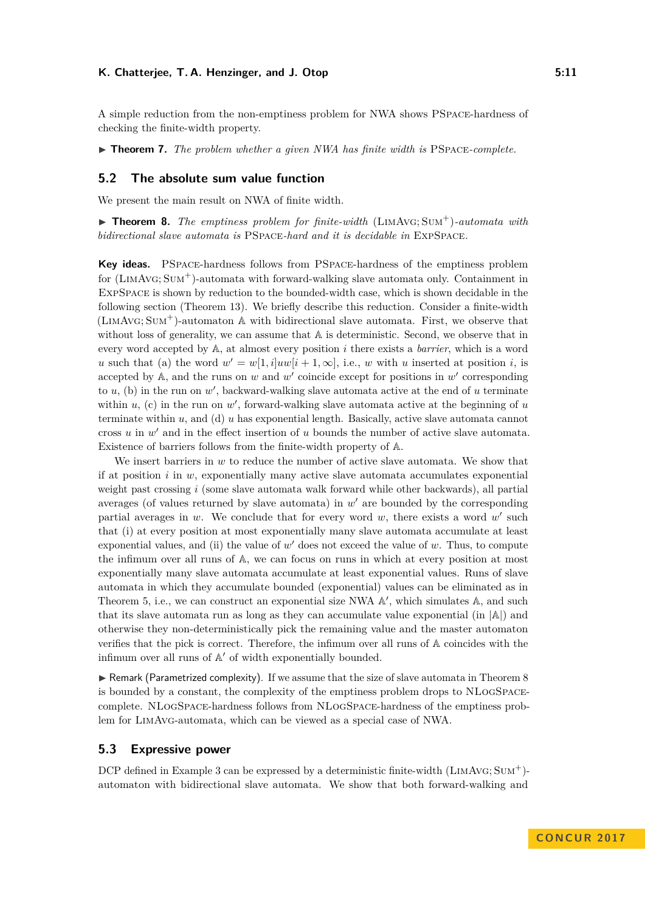A simple reduction from the non-emptiness problem for NWA shows PSpace-hardness of checking the finite-width property.

▶ **Theorem 7.** *The problem whether a given NWA has finite width is* PSpace*-complete.*

## 5.2 The absolute sum value function

We present the main result on NWA of finite width.

▶ **Theorem 8.** *The emptiness problem for finite-width* (LimAvg; Sum$^+$)*-automata with bidirectional slave automata is* PSpace*-hard and it is decidable in* ExpSpace*.*

**Key ideas.** PSpace-hardness follows from PSpace-hardness of the emptiness problem for (LimAvg; Sum$^+$)-automata with forward-walking slave automata only. Containment in ExpSpace is shown by reduction to the bounded-width case, which is shown decidable in the following section (Theorem 13). We briefly describe this reduction. Consider a finite-width (LimAvg; Sum$^+$)-automaton $\mathbb{A}$ with bidirectional slave automata. First, we observe that without loss of generality, we can assume that $\mathbb{A}$ is deterministic. Second, we observe that in every word accepted by $\mathbb{A}$, at almost every position $i$ there exists a *barrier*, which is a word $u$ such that (a) the word $w' = w[1, i]uw[i+1, \infty]$, i.e., $w$ with $u$ inserted at position $i$, is accepted by $\mathbb{A}$, and the runs on $w$ and $w'$ coincide except for positions in $w'$ corresponding to $u$, (b) in the run on $w'$, backward-walking slave automata active at the end of $u$ terminate within $u$, (c) in the run on $w'$, forward-walking slave automata active at the beginning of $u$ terminate within $u$, and (d) $u$ has exponential length. Basically, active slave automata cannot cross $u$ in $w'$ and in the effect insertion of $u$ bounds the number of active slave automata. Existence of barriers follows from the finite-width property of $\mathbb{A}$.

We insert barriers in $w$ to reduce the number of active slave automata. We show that if at position $i$ in $w$, exponentially many active slave automata accumulates exponential weight past crossing $i$ (some slave automata walk forward while other backwards), all partial averages (of values returned by slave automata) in $w'$ are bounded by the corresponding partial averages in $w$. We conclude that for every word $w$, there exists a word $w'$ such that (i) at every position at most exponentially many slave automata accumulate at least exponential values, and (ii) the value of $w'$ does not exceed the value of $w$. Thus, to compute the infimum over all runs of $\mathbb{A}$, we can focus on runs in which at every position at most exponentially many slave automata accumulate at least exponential values. Runs of slave automata in which they accumulate bounded (exponential) values can be eliminated as in Theorem 5, i.e., we can construct an exponential size NWA $\mathbb{A}'$, which simulates $\mathbb{A}$, and such that its slave automata run as long as they can accumulate value exponential (in $|\mathbb{A}|$) and otherwise they non-deterministically pick the remaining value and the master automaton verifies that the pick is correct. Therefore, the infimum over all runs of $\mathbb{A}$ coincides with the infimum over all runs of $\mathbb{A}'$ of width exponentially bounded.

▶ Remark (Parametrized complexity). If we assume that the size of slave automata in Theorem 8 is bounded by a constant, the complexity of the emptiness problem drops to NLogSpace-complete. NLogSpace-hardness follows from NLogSpace-hardness of the emptiness problem for LimAvg-automata, which can be viewed as a special case of NWA.

## 5.3 Expressive power

DCP defined in Example 3 can be expressed by a deterministic finite-width (LimAvg; Sum$^+$)-automaton with bidirectional slave automata. We show that both forward-walking and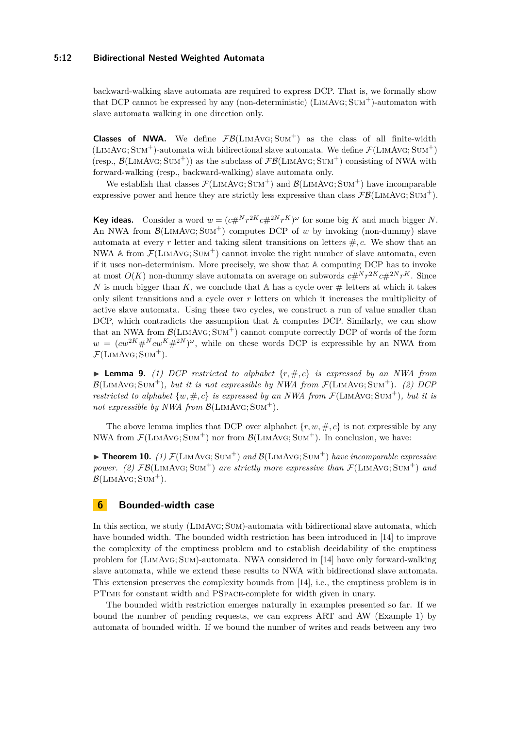backward-walking slave automata are required to express DCP. That is, we formally show that DCP cannot be expressed by any (non-deterministic) $(\textsc{LimAvg}; \textsc{Sum}^+)$-automaton with slave automata walking in one direction only.

**Classes of NWA.** We define $\mathcal{FB}(\textsc{LimAvg}; \textsc{Sum}^+)$ as the class of all finite-width $(\textsc{LimAvg}; \textsc{Sum}^+)$-automata with bidirectional slave automata. We define $\mathcal{F}(\textsc{LimAvg}; \textsc{Sum}^+)$ (resp., $\mathcal{B}(\textsc{LimAvg}; \textsc{Sum}^+)$) as the subclass of $\mathcal{FB}(\textsc{LimAvg}; \textsc{Sum}^+)$ consisting of NWA with forward-walking (resp., backward-walking) slave automata only.

We establish that classes $\mathcal{F}(\textsc{LimAvg}; \textsc{Sum}^+)$ and $\mathcal{B}(\textsc{LimAvg}; \textsc{Sum}^+)$ have incomparable expressive power and hence they are strictly less expressive than class $\mathcal{FB}(\textsc{LimAvg}; \textsc{Sum}^+)$.

**Key ideas.** Consider a word $w = (c\#^N r^{2K} c\#^{2N} r^K)^\omega$ for some big $K$ and much bigger $N$. An NWA from $\mathcal{B}(\textsc{LimAvg}; \textsc{Sum}^+)$ computes DCP of $w$ by invoking (non-dummy) slave automata at every $r$ letter and taking silent transitions on letters $\#, c$. We show that an NWA $\mathbb{A}$ from $\mathcal{F}(\textsc{LimAvg}; \textsc{Sum}^+)$ cannot invoke the right number of slave automata, even if it uses non-determinism. More precisely, we show that $\mathbb{A}$ computing DCP has to invoke at most $O(K)$ non-dummy slave automata on average on subwords $c\#^N r^{2K} c\#^{2N} r^K$. Since $N$ is much bigger than $K$, we conclude that $\mathbb{A}$ has a cycle over $\#$ letters at which it takes only silent transitions and a cycle over $r$ letters on which it increases the multiplicity of active slave automata. Using these two cycles, we construct a run of value smaller than DCP, which contradicts the assumption that $\mathbb{A}$ computes DCP. Similarly, we can show that an NWA from $\mathcal{B}(\textsc{LimAvg}; \textsc{Sum}^+)$ cannot compute correctly DCP of words of the form $w = (cw^{2K}\#^N cw^K\#^{2N})^\omega$, while on these words DCP is expressible by an NWA from $\mathcal{F}(\textsc{LimAvg}; \textsc{Sum}^+)$.

▶ **Lemma 9.** *(1) DCP restricted to alphabet $\{r, \#, c\}$ is expressed by an NWA from $\mathcal{B}(\textsc{LimAvg}; \textsc{Sum}^+)$, but it is not expressible by NWA from $\mathcal{F}(\textsc{LimAvg}; \textsc{Sum}^+)$. (2) DCP restricted to alphabet $\{w, \#, c\}$ is expressed by an NWA from $\mathcal{F}(\textsc{LimAvg}; \textsc{Sum}^+)$, but it is not expressible by NWA from $\mathcal{B}(\textsc{LimAvg}; \textsc{Sum}^+)$.*

The above lemma implies that DCP over alphabet $\{r, w, \#, c\}$ is not expressible by any NWA from $\mathcal{F}(\textsc{LimAvg}; \textsc{Sum}^+)$ nor from $\mathcal{B}(\textsc{LimAvg}; \textsc{Sum}^+)$. In conclusion, we have:

▶ **Theorem 10.** *(1) $\mathcal{F}(\textsc{LimAvg}; \textsc{Sum}^+)$ and $\mathcal{B}(\textsc{LimAvg}; \textsc{Sum}^+)$ have incomparable expressive power. (2) $\mathcal{FB}(\textsc{LimAvg}; \textsc{Sum}^+)$ are strictly more expressive than $\mathcal{F}(\textsc{LimAvg}; \textsc{Sum}^+)$ and $\mathcal{B}(\textsc{LimAvg}; \textsc{Sum}^+)$.*

## 6 Bounded-width case

In this section, we study $(\textsc{LimAvg}; \textsc{Sum})$-automata with bidirectional slave automata, which have bounded width. The bounded width restriction has been introduced in [14] to improve the complexity of the emptiness problem and to establish decidability of the emptiness problem for $(\textsc{LimAvg}; \textsc{Sum})$-automata. NWA considered in [14] have only forward-walking slave automata, while we extend these results to NWA with bidirectional slave automata. This extension preserves the complexity bounds from [14], i.e., the emptiness problem is in PTime for constant width and PSpace-complete for width given in unary.

The bounded width restriction emerges naturally in examples presented so far. If we bound the number of pending requests, we can express ART and AW (Example 1) by automata of bounded width. If we bound the number of writes and reads between any two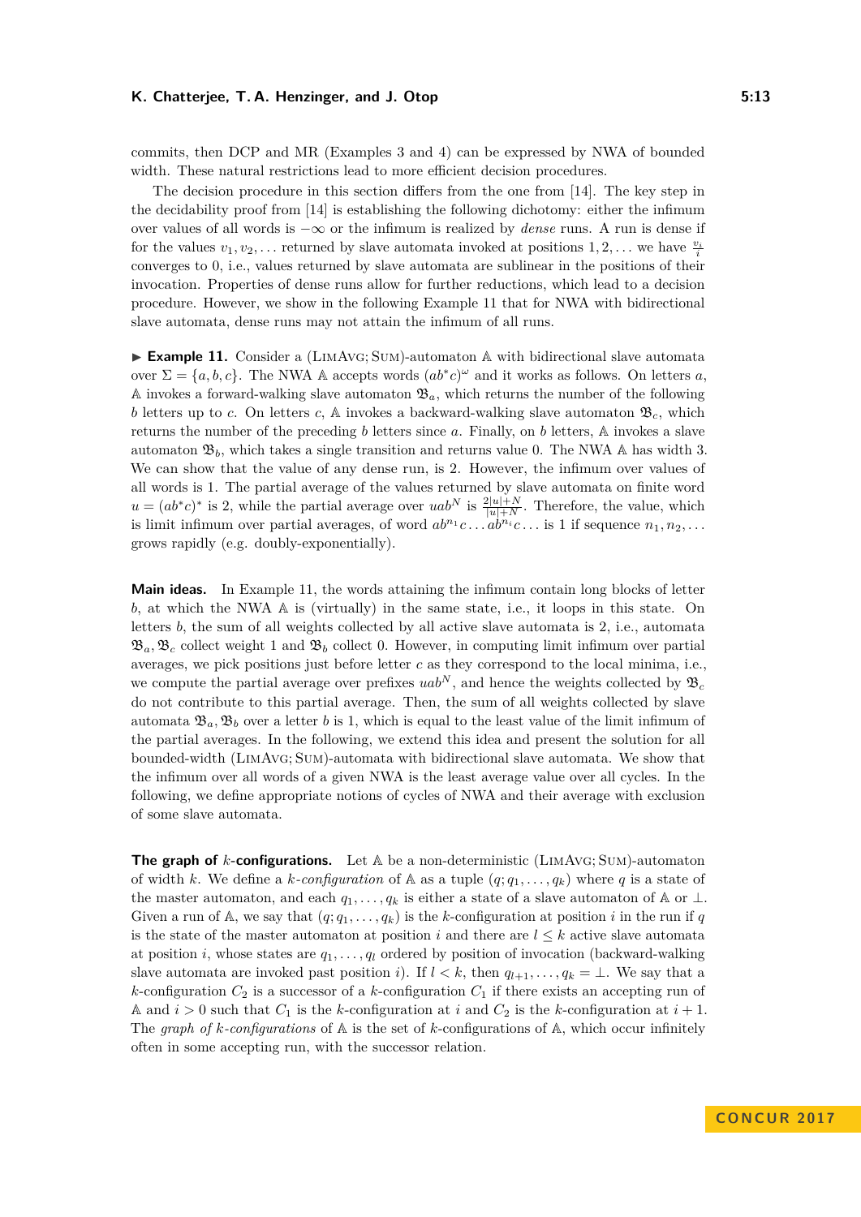commits, then DCP and MR (Examples 3 and 4) can be expressed by NWA of bounded width. These natural restrictions lead to more efficient decision procedures.

The decision procedure in this section differs from the one from [14]. The key step in the decidability proof from [14] is establishing the following dichotomy: either the infimum over values of all words is $-\infty$ or the infimum is realized by *dense* runs. A run is dense if for the values $v_1, v_2, \dots$ returned by slave automata invoked at positions $1, 2, \dots$ we have $\frac{v_i}{i}$ converges to 0, i.e., values returned by slave automata are sublinear in the positions of their invocation. Properties of dense runs allow for further reductions, which lead to a decision procedure. However, we show in the following Example 11 that for NWA with bidirectional slave automata, dense runs may not attain the infimum of all runs.

▶ **Example 11.** Consider a (LimAvg; Sum)-automaton $\mathbb{A}$ with bidirectional slave automata over $\Sigma = \{a, b, c\}$. The NWA $\mathbb{A}$ accepts words $(ab^*c)^\omega$ and it works as follows. On letters $a$, $\mathbb{A}$ invokes a forward-walking slave automaton $\mathfrak{B}_a$, which returns the number of the following $b$ letters up to $c$. On letters $c$, $\mathbb{A}$ invokes a backward-walking slave automaton $\mathfrak{B}_c$, which returns the number of the preceding $b$ letters since $a$. Finally, on $b$ letters, $\mathbb{A}$ invokes a slave automaton $\mathfrak{B}_b$, which takes a single transition and returns value 0. The NWA $\mathbb{A}$ has width 3. We can show that the value of any dense run, is 2. However, the infimum over values of all words is 1. The partial average of the values returned by slave automata on finite word $u = (ab^*c)^*$ is 2, while the partial average over $uab^N$ is $\frac{2|u|+N}{|u|+N}$. Therefore, the value, which is limit infimum over partial averages, of word $ab^{n_1}c \dots ab^{n_i}c \dots$ is 1 if sequence $n_1, n_2, \dots$ grows rapidly (e.g. doubly-exponentially).

**Main ideas.** In Example 11, the words attaining the infimum contain long blocks of letter $b$, at which the NWA $\mathbb{A}$ is (virtually) in the same state, i.e., it loops in this state. On letters $b$, the sum of all weights collected by all active slave automata is 2, i.e., automata $\mathfrak{B}_a, \mathfrak{B}_c$ collect weight 1 and $\mathfrak{B}_b$ collect 0. However, in computing limit infimum over partial averages, we pick positions just before letter $c$ as they correspond to the local minima, i.e., we compute the partial average over prefixes $uab^N$, and hence the weights collected by $\mathfrak{B}_c$ do not contribute to this partial average. Then, the sum of all weights collected by slave automata $\mathfrak{B}_a, \mathfrak{B}_b$ over a letter $b$ is 1, which is equal to the least value of the limit infimum of the partial averages. In the following, we extend this idea and present the solution for all bounded-width (LimAvg; Sum)-automata with bidirectional slave automata. We show that the infimum over all words of a given NWA is the least average value over all cycles. In the following, we define appropriate notions of cycles of NWA and their average with exclusion of some slave automata.

**The graph of $k$-configurations.** Let $\mathbb{A}$ be a non-deterministic (LimAvg; Sum)-automaton of width $k$. We define a *$k$-configuration* of $\mathbb{A}$ as a tuple $(q; q_1, \dots, q_k)$ where $q$ is a state of the master automaton, and each $q_1, \dots, q_k$ is either a state of a slave automaton of $\mathbb{A}$ or $\bot$. Given a run of $\mathbb{A}$, we say that $(q; q_1, \dots, q_k)$ is the $k$-configuration at position $i$ in the run if $q$ is the state of the master automaton at position $i$ and there are $l \leq k$ active slave automata at position $i$, whose states are $q_1, \dots, q_l$ ordered by position of invocation (backward-walking slave automata are invoked past position $i$). If $l < k$, then $q_{l+1}, \dots, q_k = \bot$. We say that a $k$-configuration $C_2$ is a successor of a $k$-configuration $C_1$ if there exists an accepting run of $\mathbb{A}$ and $i > 0$ such that $C_1$ is the $k$-configuration at $i$ and $C_2$ is the $k$-configuration at $i + 1$. The *graph of $k$-configurations* of $\mathbb{A}$ is the set of $k$-configurations of $\mathbb{A}$, which occur infinitely often in some accepting run, with the successor relation.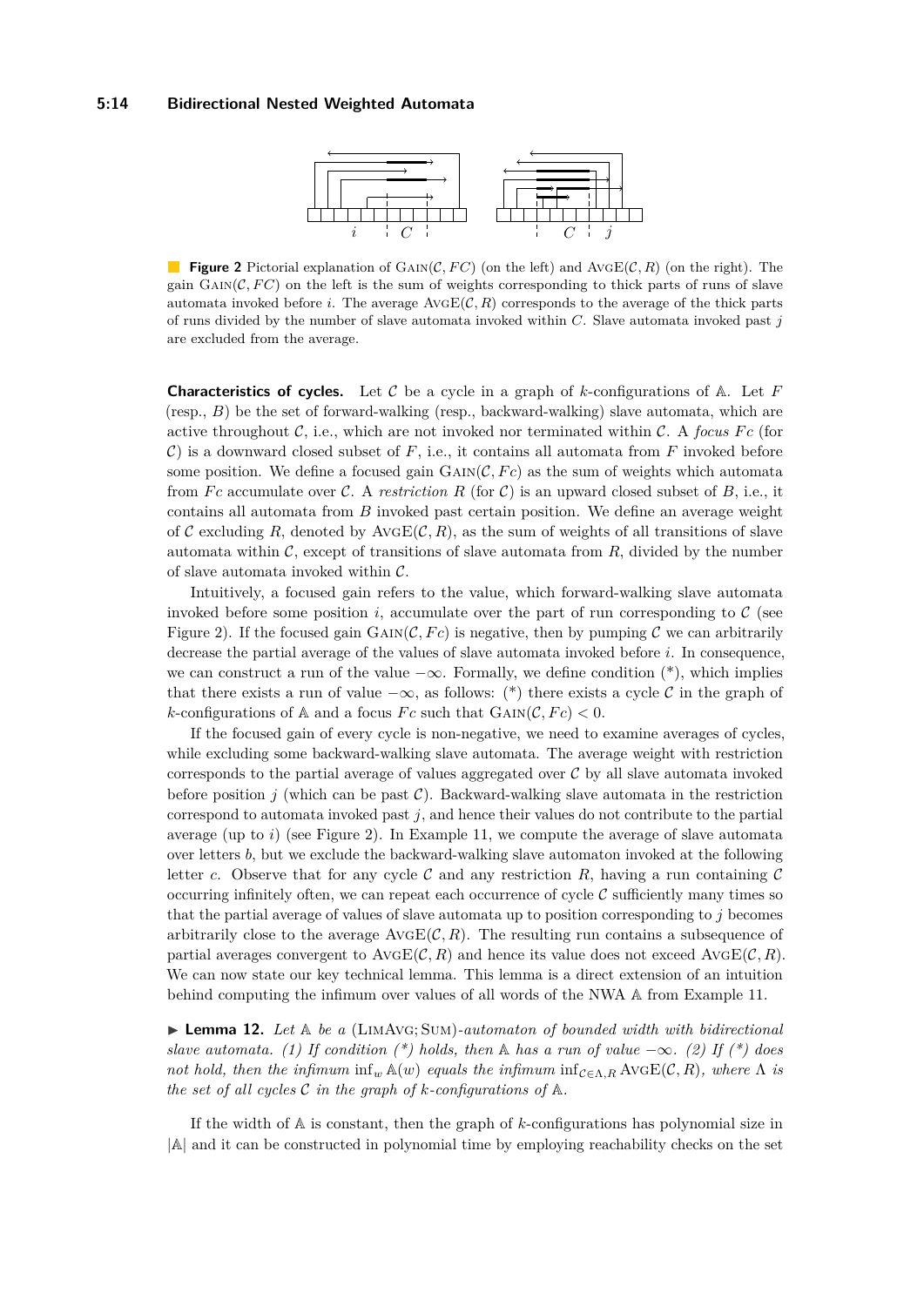**Figure 2** Pictorial explanation of $\text{Gain}(\mathcal{C}, FC)$ (on the left) and $\text{AvgE}(\mathcal{C}, R)$ (on the right). The gain $\text{Gain}(\mathcal{C}, FC)$ on the left is the sum of weights corresponding to thick parts of runs of slave automata invoked before $i$. The average $\text{AvgE}(\mathcal{C}, R)$ corresponds to the average of the thick parts of runs divided by the number of slave automata invoked within $C$. Slave automata invoked past $j$ are excluded from the average.

**Characteristics of cycles.** Let $\mathcal{C}$ be a cycle in a graph of $k$-configurations of $\mathbb{A}$. Let $F$ (resp., $B$) be the set of forward-walking (resp., backward-walking) slave automata, which are active throughout $\mathcal{C}$, i.e., which are not invoked nor terminated within $\mathcal{C}$. A *focus* $Fc$ (for $\mathcal{C}$) is a downward closed subset of $F$, i.e., it contains all automata from $F$ invoked before some position. We define a focused gain $\text{Gain}(\mathcal{C}, Fc)$ as the sum of weights which automata from $Fc$ accumulate over $\mathcal{C}$. A *restriction* $R$ (for $\mathcal{C}$) is an upward closed subset of $B$, i.e., it contains all automata from $B$ invoked past certain position. We define an average weight of $\mathcal{C}$ excluding $R$, denoted by $\text{AvgE}(\mathcal{C}, R)$, as the sum of weights of all transitions of slave automata within $\mathcal{C}$, except of transitions of slave automata from $R$, divided by the number of slave automata invoked within $\mathcal{C}$.

Intuitively, a focused gain refers to the value, which forward-walking slave automata invoked before some position $i$, accumulate over the part of run corresponding to $\mathcal{C}$ (see Figure 2). If the focused gain $\text{Gain}(\mathcal{C}, Fc)$ is negative, then by pumping $\mathcal{C}$ we can arbitrarily decrease the partial average of the values of slave automata invoked before $i$. In consequence, we can construct a run of the value $-\infty$. Formally, we define condition (*), which implies that there exists a run of value $-\infty$, as follows: (*) there exists a cycle $\mathcal{C}$ in the graph of $k$-configurations of $\mathbb{A}$ and a focus $Fc$ such that $\text{Gain}(\mathcal{C}, Fc) < 0$.

If the focused gain of every cycle is non-negative, we need to examine averages of cycles, while excluding some backward-walking slave automata. The average weight with restriction corresponds to the partial average of values aggregated over $\mathcal{C}$ by all slave automata invoked before position $j$ (which can be past $\mathcal{C}$). Backward-walking slave automata in the restriction correspond to automata invoked past $j$, and hence their values do not contribute to the partial average (up to $i$) (see Figure 2). In Example 11, we compute the average of slave automata over letters $b$, but we exclude the backward-walking slave automaton invoked at the following letter $c$. Observe that for any cycle $\mathcal{C}$ and any restriction $R$, having a run containing $\mathcal{C}$ occurring infinitely often, we can repeat each occurrence of cycle $\mathcal{C}$ sufficiently many times so that the partial average of values of slave automata up to position corresponding to $j$ becomes arbitrarily close to the average $\text{AvgE}(\mathcal{C}, R)$. The resulting run contains a subsequence of partial averages convergent to $\text{AvgE}(\mathcal{C}, R)$ and hence its value does not exceed $\text{AvgE}(\mathcal{C}, R)$. We can now state our key technical lemma. This lemma is a direct extension of an intuition behind computing the infimum over values of all words of the NWA $\mathbb{A}$ from Example 11.

▶ **Lemma 12.** *Let $\mathbb{A}$ be a* $(\text{LimAvg}; \text{Sum})$*-automaton of bounded width with bidirectional slave automata. (1) If condition (*) holds, then $\mathbb{A}$ has a run of value $-\infty$. (2) If (*) does not hold, then the infimum $\inf_w \mathbb{A}(w)$ equals the infimum $\inf_{\mathcal{C} \in \Lambda, R} \text{AvgE}(\mathcal{C}, R)$, where $\Lambda$ is the set of all cycles $\mathcal{C}$ in the graph of $k$-configurations of $\mathbb{A}$.*

If the width of $\mathbb{A}$ is constant, then the graph of $k$-configurations has polynomial size in $|\mathbb{A}|$ and it can be constructed in polynomial time by employing reachability checks on the set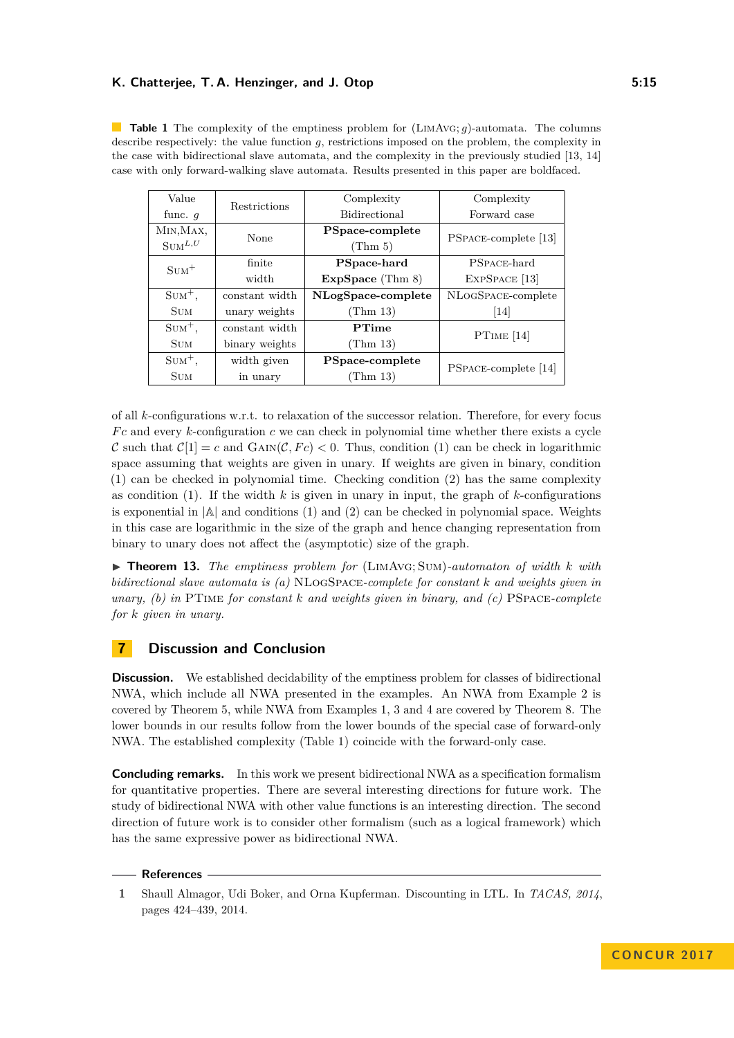**Table 1** The complexity of the emptiness problem for (LimAvg; $g$)-automata. The columns describe respectively: the value function $g$, restrictions imposed on the problem, the complexity in the case with bidirectional slave automata, and the complexity in the previously studied [13, 14] case with only forward-walking slave automata. Results presented in this paper are boldfaced.

| Value func. $g$ | Restrictions | Complexity Bidirectional | Complexity Forward case |
|---|---|---|---|
| Min,Max, $\text{Sum}^{L,U}$ | None | **PSpace-complete** (Thm 5) | PSpace-complete [13] |
| $\text{Sum}^{+}$ | finite width | **PSpace-hard** **ExpSpace** (Thm 8) | PSpace-hard ExpSpace [13] |
| $\text{Sum}^{+}$, Sum | constant width unary weights | **NLogSpace-complete** (Thm 13) | NLogSpace-complete [14] |
| $\text{Sum}^{+}$, Sum | constant width binary weights | **PTime** (Thm 13) | PTime [14] |
| $\text{Sum}^{+}$, Sum | width given in unary | **PSpace-complete** (Thm 13) | PSpace-complete [14] |

of all $k$-configurations w.r.t. to relaxation of the successor relation. Therefore, for every focus $Fc$ and every $k$-configuration $c$ we can check in polynomial time whether there exists a cycle $\mathcal{C}$ such that $\mathcal{C}[1] = c$ and $\text{Gain}(\mathcal{C}, Fc) < 0$. Thus, condition (1) can be check in logarithmic space assuming that weights are given in unary. If weights are given in binary, condition (1) can be checked in polynomial time. Checking condition (2) has the same complexity as condition (1). If the width $k$ is given in unary in input, the graph of $k$-configurations is exponential in $|\mathbb{A}|$ and conditions (1) and (2) can be checked in polynomial space. Weights in this case are logarithmic in the size of the graph and hence changing representation from binary to unary does not affect the (asymptotic) size of the graph.

▶ **Theorem 13.** *The emptiness problem for* (LimAvg; Sum)*-automaton of width $k$ with bidirectional slave automata is (a)* NLogSpace*-complete for constant $k$ and weights given in unary, (b) in* PTime *for constant $k$ and weights given in binary, and (c)* PSpace*-complete for $k$ given in unary.*

## 7 Discussion and Conclusion

**Discussion.** We established decidability of the emptiness problem for classes of bidirectional NWA, which include all NWA presented in the examples. An NWA from Example 2 is covered by Theorem 5, while NWA from Examples 1, 3 and 4 are covered by Theorem 8. The lower bounds in our results follow from the lower bounds of the special case of forward-only NWA. The established complexity (Table 1) coincide with the forward-only case.

**Concluding remarks.** In this work we present bidirectional NWA as a specification formalism for quantitative properties. There are several interesting directions for future work. The study of bidirectional NWA with other value functions is an interesting direction. The second direction of future work is to consider other formalism (such as a logical framework) which has the same expressive power as bidirectional NWA.

## References

1. Shaull Almagor, Udi Boker, and Orna Kupferman. Discounting in LTL. In *TACAS, 2014*, pages 424–439, 2014.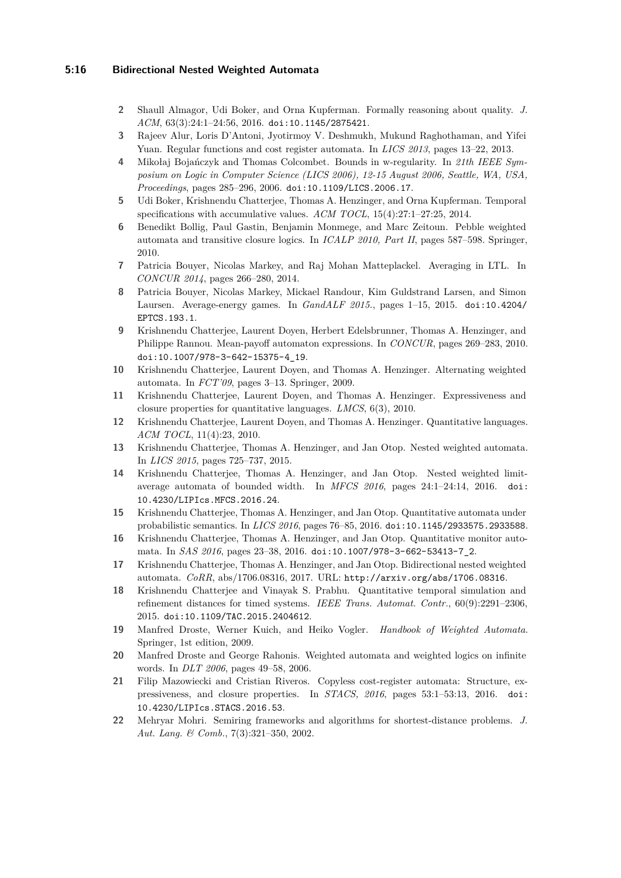2. Shaull Almagor, Udi Boker, and Orna Kupferman. Formally reasoning about quality. *J. ACM*, 63(3):24:1–24:56, 2016. doi:10.1145/2875421.
3. Rajeev Alur, Loris D'Antoni, Jyotirmoy V. Deshmukh, Mukund Raghothaman, and Yifei Yuan. Regular functions and cost register automata. In *LICS 2013*, pages 13–22, 2013.
4. Mikołaj Bojańczyk and Thomas Colcombet. Bounds in w-regularity. In *21th IEEE Symposium on Logic in Computer Science (LICS 2006), 12-15 August 2006, Seattle, WA, USA, Proceedings*, pages 285–296, 2006. doi:10.1109/LICS.2006.17.
5. Udi Boker, Krishnendu Chatterjee, Thomas A. Henzinger, and Orna Kupferman. Temporal specifications with accumulative values. *ACM TOCL*, 15(4):27:1–27:25, 2014.
6. Benedikt Bollig, Paul Gastin, Benjamin Monmege, and Marc Zeitoun. Pebble weighted automata and transitive closure logics. In *ICALP 2010, Part II*, pages 587–598. Springer, 2010.
7. Patricia Bouyer, Nicolas Markey, and Raj Mohan Matteplackel. Averaging in LTL. In *CONCUR 2014*, pages 266–280, 2014.
8. Patricia Bouyer, Nicolas Markey, Mickael Randour, Kim Guldstrand Larsen, and Simon Laursen. Average-energy games. In *GandALF 2015.*, pages 1–15, 2015. doi:10.4204/EPTCS.193.1.
9. Krishnendu Chatterjee, Laurent Doyen, Herbert Edelsbrunner, Thomas A. Henzinger, and Philippe Rannou. Mean-payoff automaton expressions. In *CONCUR*, pages 269–283, 2010. doi:10.1007/978-3-642-15375-4_19.
10. Krishnendu Chatterjee, Laurent Doyen, and Thomas A. Henzinger. Alternating weighted automata. In *FCT'09*, pages 3–13. Springer, 2009.
11. Krishnendu Chatterjee, Laurent Doyen, and Thomas A. Henzinger. Expressiveness and closure properties for quantitative languages. *LMCS*, 6(3), 2010.
12. Krishnendu Chatterjee, Laurent Doyen, and Thomas A. Henzinger. Quantitative languages. *ACM TOCL*, 11(4):23, 2010.
13. Krishnendu Chatterjee, Thomas A. Henzinger, and Jan Otop. Nested weighted automata. In *LICS 2015*, pages 725–737, 2015.
14. Krishnendu Chatterjee, Thomas A. Henzinger, and Jan Otop. Nested weighted limit-average automata of bounded width. In *MFCS 2016*, pages 24:1–24:14, 2016. doi:10.4230/LIPIcs.MFCS.2016.24.
15. Krishnendu Chatterjee, Thomas A. Henzinger, and Jan Otop. Quantitative automata under probabilistic semantics. In *LICS 2016*, pages 76–85, 2016. doi:10.1145/2933575.2933588.
16. Krishnendu Chatterjee, Thomas A. Henzinger, and Jan Otop. Quantitative monitor automata. In *SAS 2016*, pages 23–38, 2016. doi:10.1007/978-3-662-53413-7_2.
17. Krishnendu Chatterjee, Thomas A. Henzinger, and Jan Otop. Bidirectional nested weighted automata. *CoRR*, abs/1706.08316, 2017. URL: http://arxiv.org/abs/1706.08316.
18. Krishnendu Chatterjee and Vinayak S. Prabhu. Quantitative temporal simulation and refinement distances for timed systems. *IEEE Trans. Automat. Contr.*, 60(9):2291–2306, 2015. doi:10.1109/TAC.2015.2404612.
19. Manfred Droste, Werner Kuich, and Heiko Vogler. *Handbook of Weighted Automata*. Springer, 1st edition, 2009.
20. Manfred Droste and George Rahonis. Weighted automata and weighted logics on infinite words. In *DLT 2006*, pages 49–58, 2006.
21. Filip Mazowiecki and Cristian Riveros. Copyless cost-register automata: Structure, expressiveness, and closure properties. In *STACS, 2016*, pages 53:1–53:13, 2016. doi:10.4230/LIPIcs.STACS.2016.53.
22. Mehryar Mohri. Semiring frameworks and algorithms for shortest-distance problems. *J. Aut. Lang. & Comb.*, 7(3):321–350, 2002.